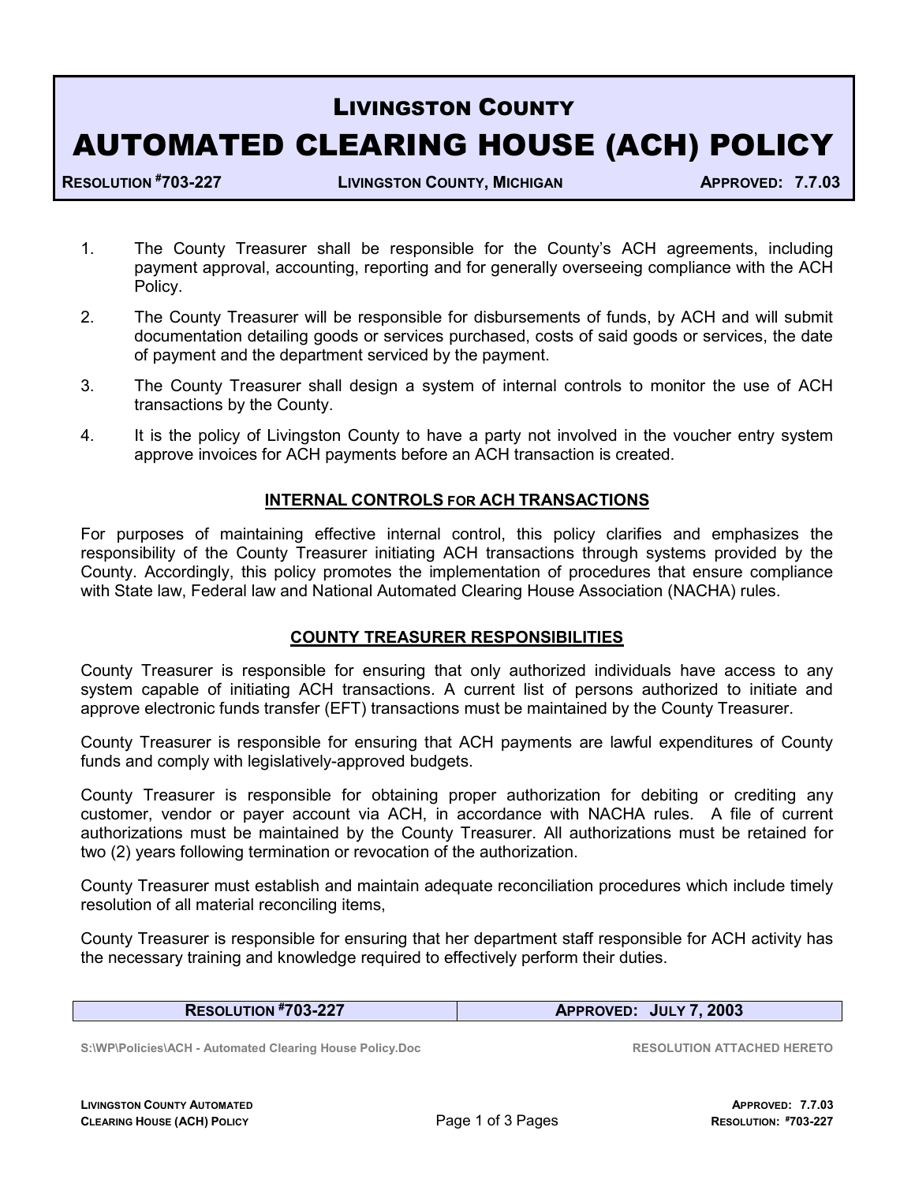# LIVINGSTON COUNTY

# AUTOMATED CLEARING HOUSE (ACH) POLICY

**RESOLUTION #703-227** | **LIVINGSTON COUNTY, MICHIGAN** | **APPROVED: 7.7.03**

1. The County Treasurer shall be responsible for the County's ACH agreements, including payment approval, accounting, reporting and for generally overseeing compliance with the ACH Policy.

2. The County Treasurer will be responsible for disbursements of funds, by ACH and will submit documentation detailing goods or services purchased, costs of said goods or services, the date of payment and the department serviced by the payment.

3. The County Treasurer shall design a system of internal controls to monitor the use of ACH transactions by the County.

4. It is the policy of Livingston County to have a party not involved in the voucher entry system approve invoices for ACH payments before an ACH transaction is created.

## INTERNAL CONTROLS FOR ACH TRANSACTIONS

For purposes of maintaining effective internal control, this policy clarifies and emphasizes the responsibility of the County Treasurer initiating ACH transactions through systems provided by the County. Accordingly, this policy promotes the implementation of procedures that ensure compliance with State law, Federal law and National Automated Clearing House Association (NACHA) rules.

## COUNTY TREASURER RESPONSIBILITIES

County Treasurer is responsible for ensuring that only authorized individuals have access to any system capable of initiating ACH transactions. A current list of persons authorized to initiate and approve electronic funds transfer (EFT) transactions must be maintained by the County Treasurer.

County Treasurer is responsible for ensuring that ACH payments are lawful expenditures of County funds and comply with legislatively-approved budgets.

County Treasurer is responsible for obtaining proper authorization for debiting or crediting any customer, vendor or payer account via ACH, in accordance with NACHA rules. A file of current authorizations must be maintained by the County Treasurer. All authorizations must be retained for two (2) years following termination or revocation of the authorization.

County Treasurer must establish and maintain adequate reconciliation procedures which include timely resolution of all material reconciling items,

County Treasurer is responsible for ensuring that her department staff responsible for ACH activity has the necessary training and knowledge required to effectively perform their duties.

| RESOLUTION #703-227 | APPROVED: JULY 7, 2003 |
|---|---|

S:\WP\Policies\ACH - Automated Clearing House Policy.Doc    RESOLUTION ATTACHED HERETO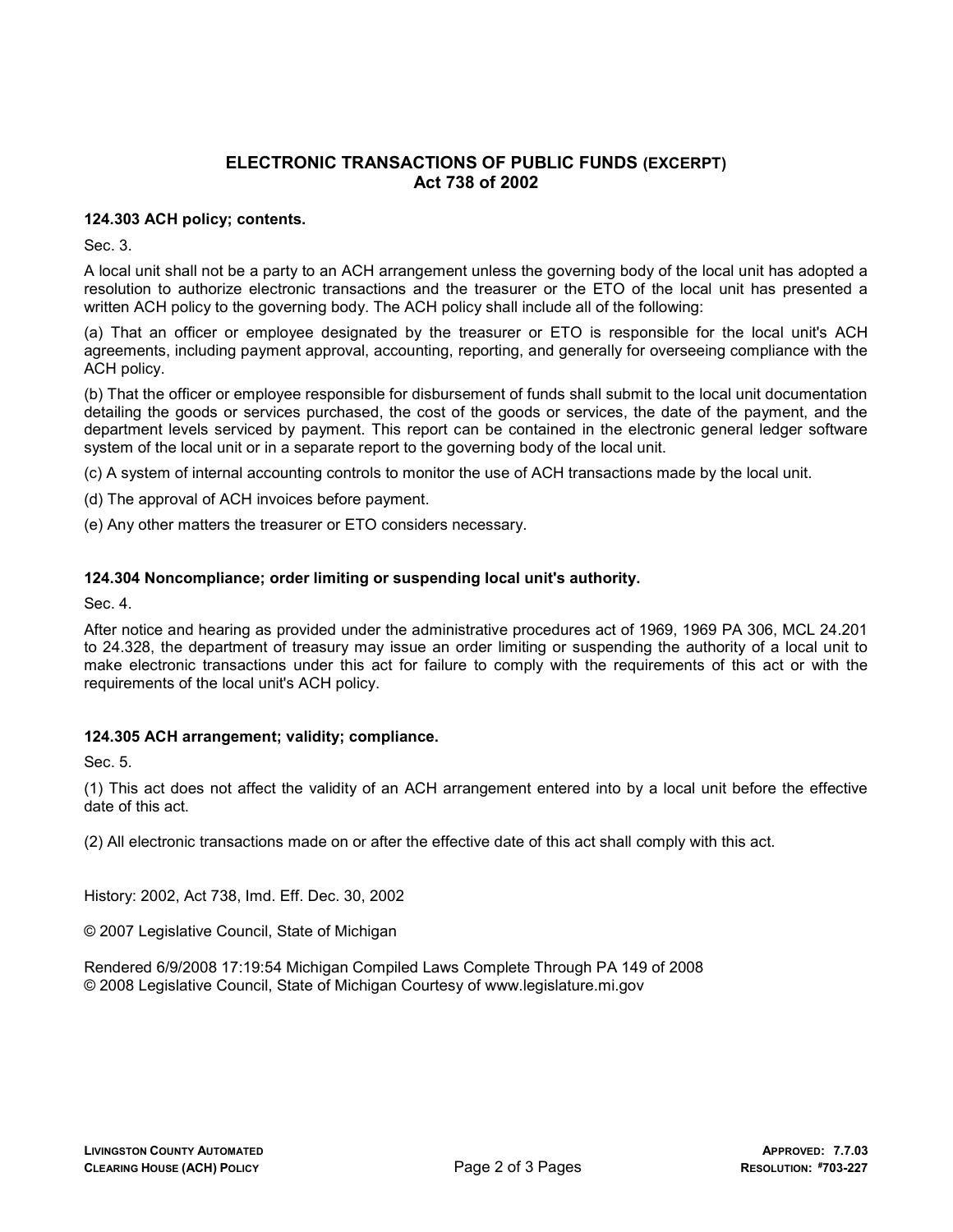## ELECTRONIC TRANSACTIONS OF PUBLIC FUNDS (EXCERPT)
## Act 738 of 2002

### 124.303 ACH policy; contents.

Sec. 3.

A local unit shall not be a party to an ACH arrangement unless the governing body of the local unit has adopted a resolution to authorize electronic transactions and the treasurer or the ETO of the local unit has presented a written ACH policy to the governing body. The ACH policy shall include all of the following:

(a) That an officer or employee designated by the treasurer or ETO is responsible for the local unit's ACH agreements, including payment approval, accounting, reporting, and generally for overseeing compliance with the ACH policy.

(b) That the officer or employee responsible for disbursement of funds shall submit to the local unit documentation detailing the goods or services purchased, the cost of the goods or services, the date of the payment, and the department levels serviced by payment. This report can be contained in the electronic general ledger software system of the local unit or in a separate report to the governing body of the local unit.

(c) A system of internal accounting controls to monitor the use of ACH transactions made by the local unit.

(d) The approval of ACH invoices before payment.

(e) Any other matters the treasurer or ETO considers necessary.

### 124.304 Noncompliance; order limiting or suspending local unit's authority.

Sec. 4.

After notice and hearing as provided under the administrative procedures act of 1969, 1969 PA 306, MCL 24.201 to 24.328, the department of treasury may issue an order limiting or suspending the authority of a local unit to make electronic transactions under this act for failure to comply with the requirements of this act or with the requirements of the local unit's ACH policy.

### 124.305 ACH arrangement; validity; compliance.

Sec. 5.

(1) This act does not affect the validity of an ACH arrangement entered into by a local unit before the effective date of this act.

(2) All electronic transactions made on or after the effective date of this act shall comply with this act.

History: 2002, Act 738, Imd. Eff. Dec. 30, 2002

© 2007 Legislative Council, State of Michigan

Rendered 6/9/2008 17:19:54 Michigan Compiled Laws Complete Through PA 149 of 2008
© 2008 Legislative Council, State of Michigan Courtesy of www.legislature.mi.gov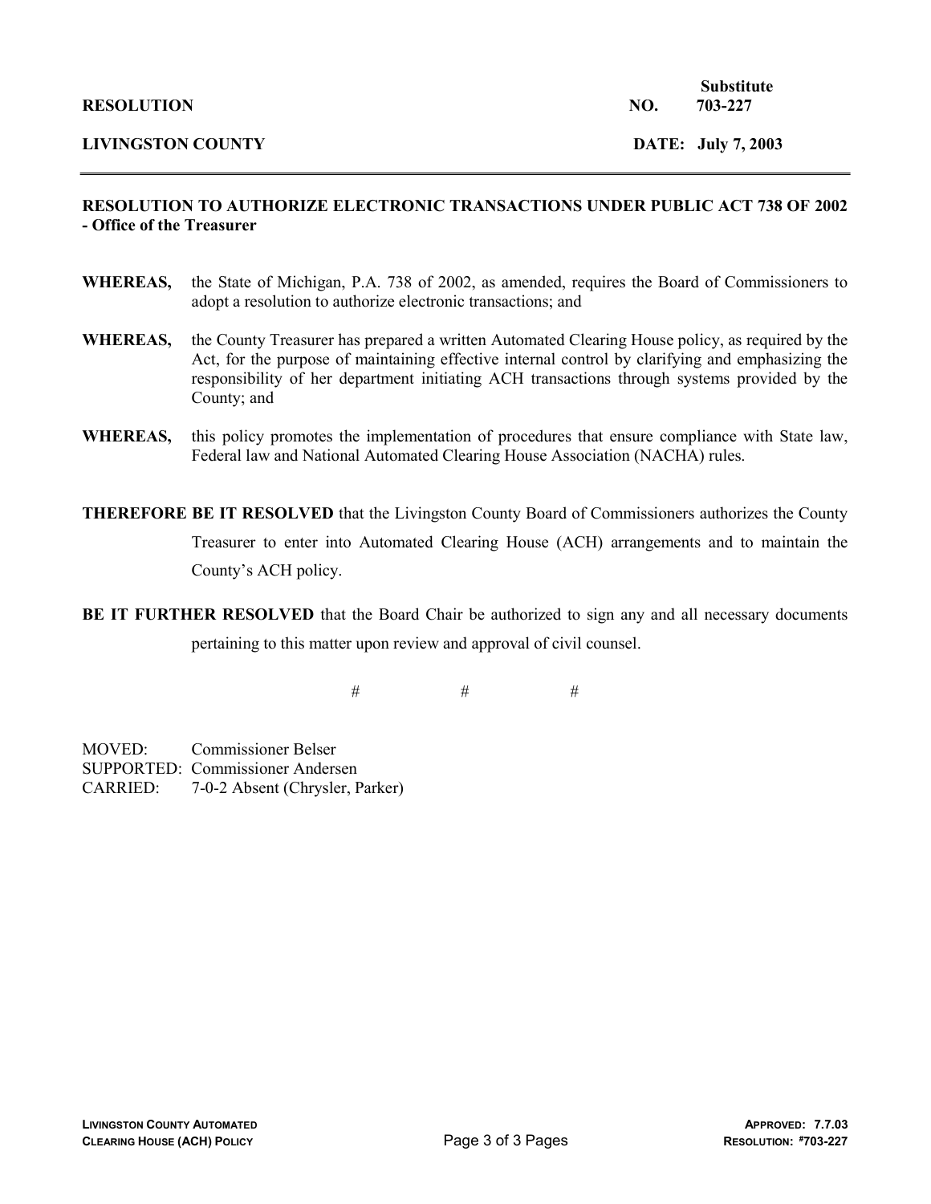**RESOLUTION** | **NO.** **Substitute 703-227**

**LIVINGSTON COUNTY** | **DATE: July 7, 2003**

---

**RESOLUTION TO AUTHORIZE ELECTRONIC TRANSACTIONS UNDER PUBLIC ACT 738 OF 2002 - Office of the Treasurer**

**WHEREAS,** the State of Michigan, P.A. 738 of 2002, as amended, requires the Board of Commissioners to adopt a resolution to authorize electronic transactions; and

**WHEREAS,** the County Treasurer has prepared a written Automated Clearing House policy, as required by the Act, for the purpose of maintaining effective internal control by clarifying and emphasizing the responsibility of her department initiating ACH transactions through systems provided by the County; and

**WHEREAS,** this policy promotes the implementation of procedures that ensure compliance with State law, Federal law and National Automated Clearing House Association (NACHA) rules.

**THEREFORE BE IT RESOLVED** that the Livingston County Board of Commissioners authorizes the County Treasurer to enter into Automated Clearing House (ACH) arrangements and to maintain the County's ACH policy.

**BE IT FURTHER RESOLVED** that the Board Chair be authorized to sign any and all necessary documents pertaining to this matter upon review and approval of civil counsel.

# # #

MOVED: Commissioner Belser
SUPPORTED: Commissioner Andersen
CARRIED: 7-0-2 Absent (Chrysler, Parker)